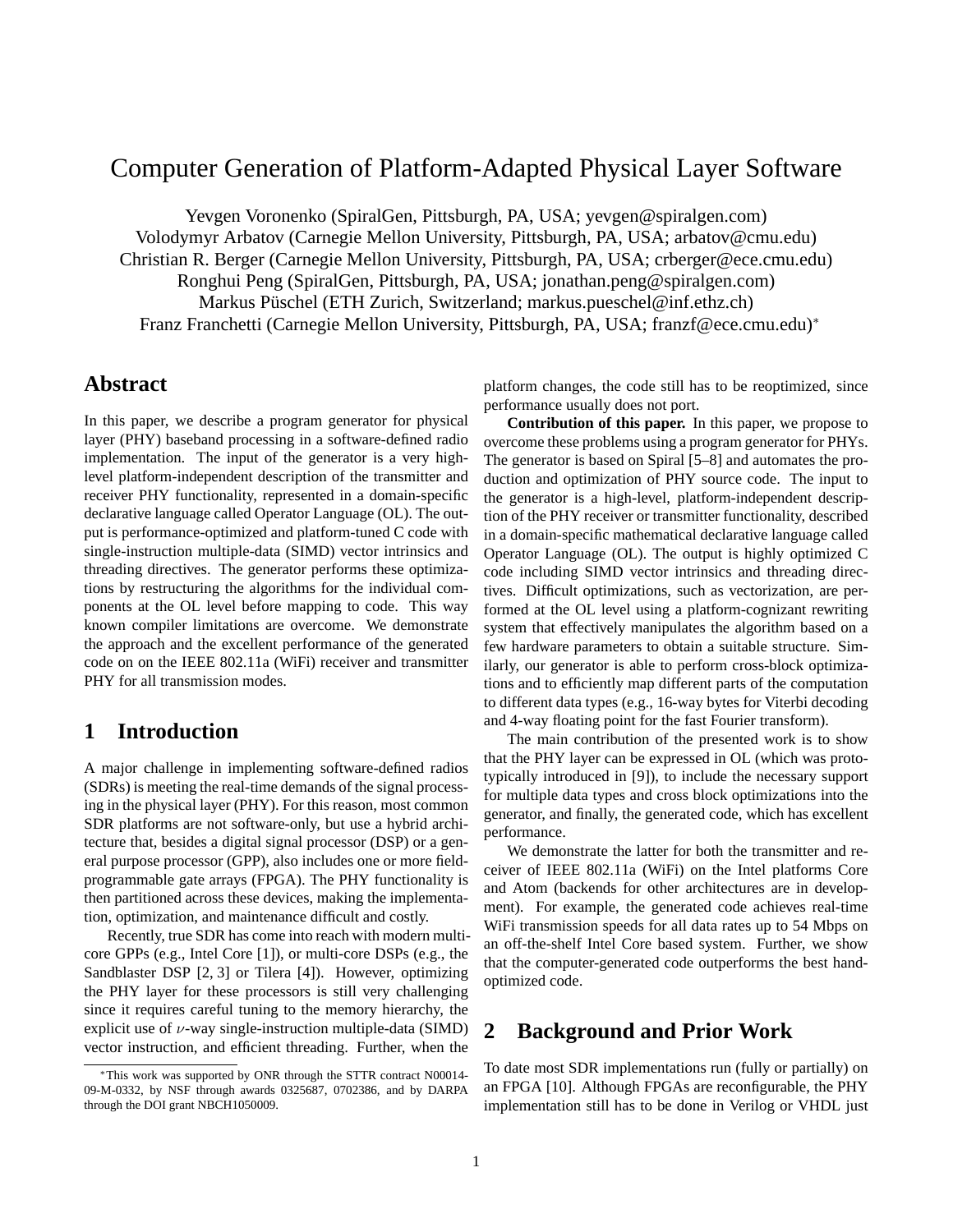# Computer Generation of Platform-Adapted Physical Layer Software

Yevgen Voronenko (SpiralGen, Pittsburgh, PA, USA; yevgen@spiralgen.com)
Volodymyr Arbatov (Carnegie Mellon University, Pittsburgh, PA, USA; arbatov@cmu.edu)
Christian R. Berger (Carnegie Mellon University, Pittsburgh, PA, USA; crberger@ece.cmu.edu)
Ronghui Peng (SpiralGen, Pittsburgh, PA, USA; jonathan.peng@spiralgen.com)
Markus Püschel (ETH Zurich, Switzerland; markus.pueschel@inf.ethz.ch)
Franz Franchetti (Carnegie Mellon University, Pittsburgh, PA, USA; franzf@ece.cmu.edu)*

## Abstract

In this paper, we describe a program generator for physical layer (PHY) baseband processing in a software-defined radio implementation. The input of the generator is a very high-level platform-independent description of the transmitter and receiver PHY functionality, represented in a domain-specific declarative language called Operator Language (OL). The output is performance-optimized and platform-tuned C code with single-instruction multiple-data (SIMD) vector intrinsics and threading directives. The generator performs these optimizations by restructuring the algorithms for the individual components at the OL level before mapping to code. This way known compiler limitations are overcome. We demonstrate the approach and the excellent performance of the generated code on on the IEEE 802.11a (WiFi) receiver and transmitter PHY for all transmission modes.

## 1 Introduction

A major challenge in implementing software-defined radios (SDRs) is meeting the real-time demands of the signal processing in the physical layer (PHY). For this reason, most common SDR platforms are not software-only, but use a hybrid architecture that, besides a digital signal processor (DSP) or a general purpose processor (GPP), also includes one or more field-programmable gate arrays (FPGA). The PHY functionality is then partitioned across these devices, making the implementation, optimization, and maintenance difficult and costly.

Recently, true SDR has come into reach with modern multi-core GPPs (e.g., Intel Core [1]), or multi-core DSPs (e.g., the Sandblaster DSP [2, 3] or Tilera [4]). However, optimizing the PHY layer for these processors is still very challenging since it requires careful tuning to the memory hierarchy, the explicit use of $\nu$-way single-instruction multiple-data (SIMD) vector instruction, and efficient threading. Further, when the platform changes, the code still has to be reoptimized, since performance usually does not port.

**Contribution of this paper.** In this paper, we propose to overcome these problems using a program generator for PHYs. The generator is based on Spiral [5–8] and automates the production and optimization of PHY source code. The input to the generator is a high-level, platform-independent description of the PHY receiver or transmitter functionality, described in a domain-specific mathematical declarative language called Operator Language (OL). The output is highly optimized C code including SIMD vector intrinsics and threading directives. Difficult optimizations, such as vectorization, are performed at the OL level using a platform-cognizant rewriting system that effectively manipulates the algorithm based on a few hardware parameters to obtain a suitable structure. Similarly, our generator is able to perform cross-block optimizations and to efficiently map different parts of the computation to different data types (e.g., 16-way bytes for Viterbi decoding and 4-way floating point for the fast Fourier transform).

The main contribution of the presented work is to show that the PHY layer can be expressed in OL (which was prototypically introduced in [9]), to include the necessary support for multiple data types and cross block optimizations into the generator, and finally, the generated code, which has excellent performance.

We demonstrate the latter for both the transmitter and receiver of IEEE 802.11a (WiFi) on the Intel platforms Core and Atom (backends for other architectures are in development). For example, the generated code achieves real-time WiFi transmission speeds for all data rates up to 54 Mbps on an off-the-shelf Intel Core based system. Further, we show that the computer-generated code outperforms the best hand-optimized code.

## 2 Background and Prior Work

To date most SDR implementations run (fully or partially) on an FPGA [10]. Although FPGAs are reconfigurable, the PHY implementation still has to be done in Verilog or VHDL just

*This work was supported by ONR through the STTR contract N00014-09-M-0332, by NSF through awards 0325687, 0702386, and by DARPA through the DOI grant NBCH1050009.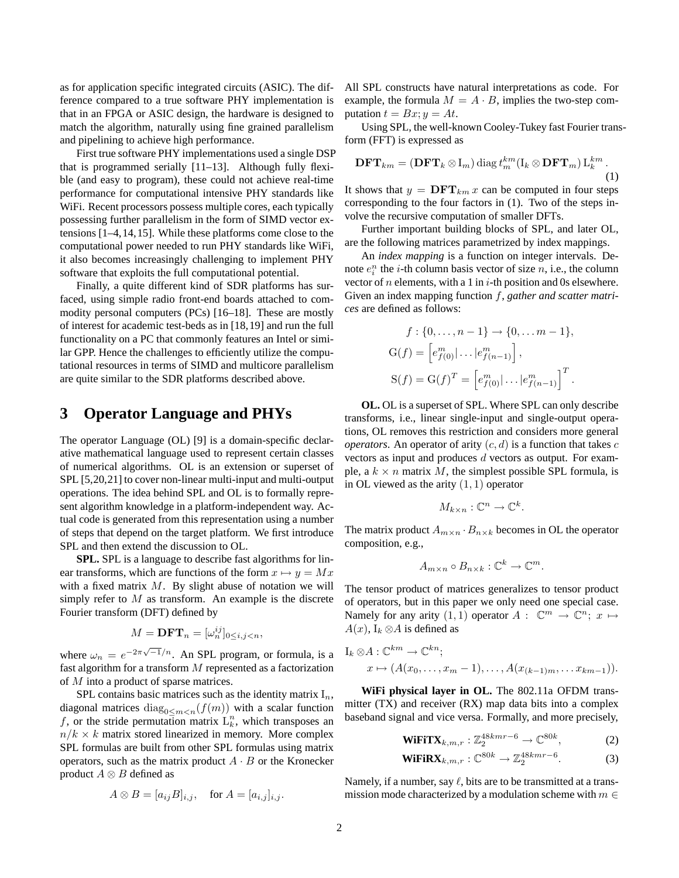as for application specific integrated circuits (ASIC). The difference compared to a true software PHY implementation is that in an FPGA or ASIC design, the hardware is designed to match the algorithm, naturally using fine grained parallelism and pipelining to achieve high performance.

First true software PHY implementations used a single DSP that is programmed serially [11–13]. Although fully flexible (and easy to program), these could not achieve real-time performance for computational intensive PHY standards like WiFi. Recent processors possess multiple cores, each typically possessing further parallelism in the form of SIMD vector extensions [1–4,14,15]. While these platforms come close to the computational power needed to run PHY standards like WiFi, it also becomes increasingly challenging to implement PHY software that exploits the full computational potential.

Finally, a quite different kind of SDR platforms has surfaced, using simple radio front-end boards attached to commodity personal computers (PCs) [16–18]. These are mostly of interest for academic test-beds as in [18,19] and run the full functionality on a PC that commonly features an Intel or similar GPP. Hence the challenges to efficiently utilize the computational resources in terms of SIMD and multicore parallelism are quite similar to the SDR platforms described above.

# 3 Operator Language and PHYs

The operator Language (OL) [9] is a domain-specific declarative mathematical language used to represent certain classes of numerical algorithms. OL is an extension or superset of SPL [5,20,21] to cover non-linear multi-input and multi-output operations. The idea behind SPL and OL is to formally represent algorithm knowledge in a platform-independent way. Actual code is generated from this representation using a number of steps that depend on the target platform. We first introduce SPL and then extend the discussion to OL.

**SPL.** SPL is a language to describe fast algorithms for linear transforms, which are functions of the form $x \mapsto y = Mx$ with a fixed matrix $M$. By slight abuse of notation we will simply refer to $M$ as transform. An example is the discrete Fourier transform (DFT) defined by

$$M = \mathbf{DFT}_n = [\omega_n^{ij}]_{0 \le i,j < n},$$

where $\omega_n = e^{-2\pi\sqrt{-1}/n}$. An SPL program, or formula, is a fast algorithm for a transform $M$ represented as a factorization of $M$ into a product of sparse matrices.

SPL contains basic matrices such as the identity matrix $\mathrm{I}_n$, diagonal matrices $\mathrm{diag}_{0 \le m < n}(f(m))$ with a scalar function $f$, or the stride permutation matrix $\mathrm{L}_k^n$, which transposes an $n/k \times k$ matrix stored linearized in memory. More complex SPL formulas are built from other SPL formulas using matrix operators, such as the matrix product $A \cdot B$ or the Kronecker product $A \otimes B$ defined as

$$A \otimes B = [a_{ij}B]_{i,j}, \quad \text{for } A = [a_{i,j}]_{i,j}.$$

All SPL constructs have natural interpretations as code. For example, the formula $M = A \cdot B$, implies the two-step computation $t = Bx; y = At$.

Using SPL, the well-known Cooley-Tukey fast Fourier transform (FFT) is expressed as

$$\mathbf{DFT}_{km} = (\mathbf{DFT}_k \otimes \mathrm{I}_m)\,\mathrm{diag}\, t_m^{km}(\mathrm{I}_k \otimes \mathbf{DFT}_m)\,\mathrm{L}_k^{km}\,. \tag{1}$$

It shows that $y = \mathbf{DFT}_{km}\, x$ can be computed in four steps corresponding to the four factors in (1). Two of the steps involve the recursive computation of smaller DFTs.

Further important building blocks of SPL, and later OL, are the following matrices parametrized by index mappings.

An *index mapping* is a function on integer intervals. Denote $e_i^n$ the $i$-th column basis vector of size $n$, i.e., the column vector of $n$ elements, with a 1 in $i$-th position and 0s elsewhere. Given an index mapping function $f$, *gather and scatter matrices* are defined as follows:

$$f : \{0, \dots, n-1\} \to \{0, \dots m-1\},$$
$$\mathrm{G}(f) = \left[e_{f(0)}^m | \dots | e_{f(n-1)}^m\right],$$
$$\mathrm{S}(f) = \mathrm{G}(f)^T = \left[e_{f(0)}^m | \dots | e_{f(n-1)}^m\right]^T.$$

**OL.** OL is a superset of SPL. Where SPL can only describe transforms, i.e., linear single-input and single-output operations, OL removes this restriction and considers more general *operators*. An operator of arity $(c, d)$ is a function that takes $c$ vectors as input and produces $d$ vectors as output. For example, a $k \times n$ matrix $M$, the simplest possible SPL formula, is in OL viewed as the arity $(1, 1)$ operator

$$M_{k \times n} : \mathbb{C}^n \to \mathbb{C}^k.$$

The matrix product $A_{m \times n} \cdot B_{n \times k}$ becomes in OL the operator composition, e.g.,

$$A_{m \times n} \circ B_{n \times k} : \mathbb{C}^k \to \mathbb{C}^m.$$

The tensor product of matrices generalizes to tensor product of operators, but in this paper we only need one special case. Namely for any arity $(1, 1)$ operator $A : \mathbb{C}^m \to \mathbb{C}^n;\ x \mapsto A(x)$, $\mathrm{I}_k \otimes A$ is defined as

$$\mathrm{I}_k \otimes A : \mathbb{C}^{km} \to \mathbb{C}^{kn};$$
$$x \mapsto (A(x_0, \dots, x_m - 1), \dots, A(x_{(k-1)m}, \dots x_{km-1})).$$

**WiFi physical layer in OL.** The 802.11a OFDM transmitter (TX) and receiver (RX) map data bits into a complex baseband signal and vice versa. Formally, and more precisely,

$$\textbf{WiFiTX}_{k,m,r} : \mathbb{Z}_2^{48kmr-6} \to \mathbb{C}^{80k}, \tag{2}$$
$$\textbf{WiFiRX}_{k,m,r} : \mathbb{C}^{80k} \to \mathbb{Z}_2^{48kmr-6}. \tag{3}$$

Namely, if a number, say $\ell$, bits are to be transmitted at a transmission mode characterized by a modulation scheme with $m \in$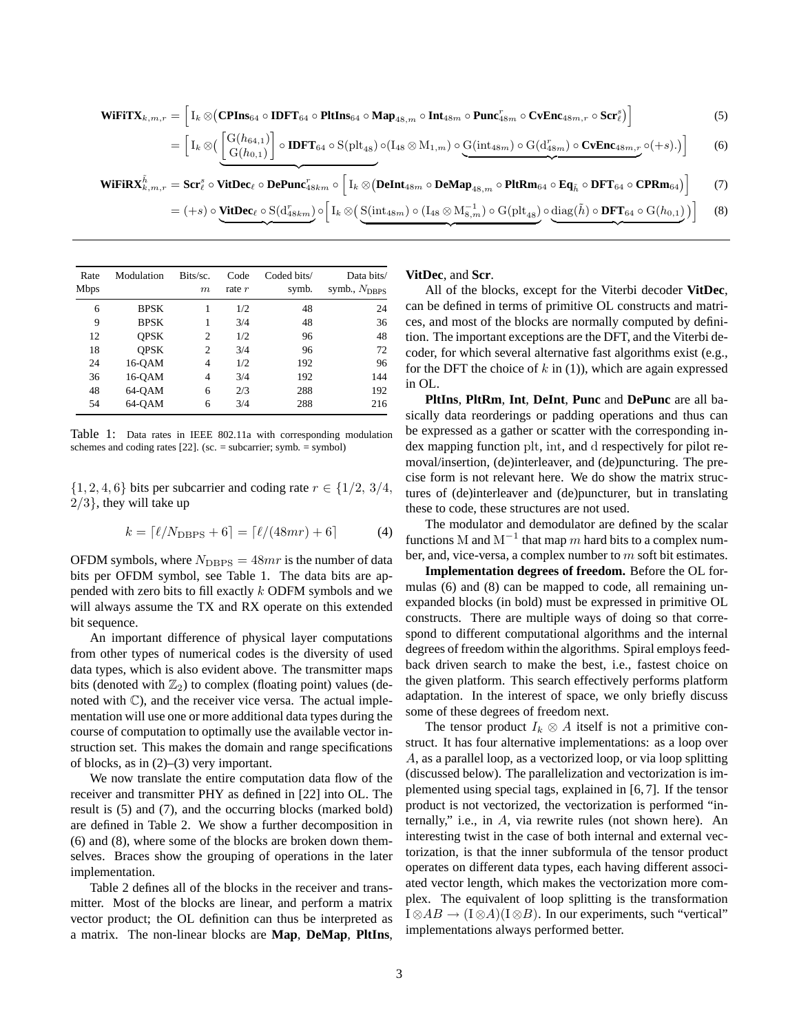$$\mathbf{WiFiTX}_{k,m,r} = \Big[ \mathrm{I}_k \otimes \big( \mathbf{CPIns}_{64} \circ \mathbf{IDFT}_{64} \circ \mathbf{PltIns}_{64} \circ \mathbf{Map}_{48,m} \circ \mathbf{Int}_{48m} \circ \mathbf{Punc}^{r}_{48m} \circ \mathbf{CvEnc}_{48m,r} \circ \mathbf{Scr}^{s}_{\ell} \big) \Big] \tag{5}$$

$$= \Big[ \mathrm{I}_k \otimes \big( \underbrace{\begin{bmatrix} \mathrm{G}(h_{64,1}) \\ \mathrm{G}(h_{0,1}) \end{bmatrix} \circ \mathbf{IDFT}_{64} \circ \mathrm{S}(\mathrm{plt}_{48})}_{} \circ (\mathrm{I}_{48} \otimes \mathrm{M}_{1,m}) \circ \underbrace{\mathrm{G}(\mathrm{int}_{48m}) \circ \mathrm{G}(\mathrm{d}^{r}_{48m}) \circ \mathbf{CvEnc}_{48m,r}}_{} \circ (+s).\big) \Big] \tag{6}$$

$$\mathbf{WiFiRX}^{\tilde{h}}_{k,m,r} = \mathbf{Scr}^{s}_{\ell} \circ \mathbf{VitDec}_{\ell} \circ \mathbf{DePunc}^{r}_{48km} \circ \Big[ \mathrm{I}_k \otimes \big( \mathbf{DeInt}_{48m} \circ \mathbf{DeMap}_{48,m} \circ \mathbf{PltRm}_{64} \circ \mathbf{Eq}_{\tilde{h}} \circ \mathbf{DFT}_{64} \circ \mathbf{CPRm}_{64} \big) \Big] \tag{7}$$

$$= (+s) \circ \underbrace{\mathbf{VitDec}_{\ell} \circ \mathrm{S}(\mathrm{d}^{r}_{48km})}_{} \circ \Big[ \mathrm{I}_k \otimes \big( \underbrace{\mathrm{S}(\mathrm{int}_{48m}) \circ (\mathrm{I}_{48} \otimes \mathrm{M}^{-1}_{8,m}) \circ \mathrm{G}(\mathrm{plt}_{48})}_{} \circ \underbrace{\mathrm{diag}(\tilde{h}) \circ \mathbf{DFT}_{64} \circ \mathrm{G}(h_{0,1})}_{} \big) \Big] \tag{8}$$

| Rate Mbps | Modulation | Bits/sc. $m$ | Code rate $r$ | Coded bits/ symb. | Data bits/ symb., $N_{\mathrm{DBPS}}$ |
|---|---|---|---|---|---|
| 6 | BPSK | 1 | 1/2 | 48 | 24 |
| 9 | BPSK | 1 | 3/4 | 48 | 36 |
| 12 | QPSK | 2 | 1/2 | 96 | 48 |
| 18 | QPSK | 2 | 3/4 | 96 | 72 |
| 24 | 16-QAM | 4 | 1/2 | 192 | 96 |
| 36 | 16-QAM | 4 | 3/4 | 192 | 144 |
| 48 | 64-QAM | 6 | 2/3 | 288 | 192 |
| 54 | 64-QAM | 6 | 3/4 | 288 | 216 |

Table 1: Data rates in IEEE 802.11a with corresponding modulation schemes and coding rates [22]. (sc. = subcarrier; symb. = symbol)

$\{1, 2, 4, 6\}$ bits per subcarrier and coding rate $r \in \{1/2,\ 3/4,\ 2/3\}$, they will take up

$$k = \lceil \ell / N_{\mathrm{DBPS}} + 6 \rceil = \lceil \ell/(48mr) + 6 \rceil \tag{4}$$

OFDM symbols, where $N_{\mathrm{DBPS}} = 48mr$ is the number of data bits per OFDM symbol, see Table 1. The data bits are appended with zero bits to fill exactly $k$ ODFM symbols and we will always assume the TX and RX operate on this extended bit sequence.

An important difference of physical layer computations from other types of numerical codes is the diversity of used data types, which is also evident above. The transmitter maps bits (denoted with $\mathbb{Z}_2$) to complex (floating point) values (denoted with $\mathbb{C}$), and the receiver vice versa. The actual implementation will use one or more additional data types during the course of computation to optimally use the available vector instruction set. This makes the domain and range specifications of blocks, as in (2)–(3) very important.

We now translate the entire computation data flow of the receiver and transmitter PHY as defined in [22] into OL. The result is (5) and (7), and the occurring blocks (marked bold) are defined in Table 2. We show a further decomposition in (6) and (8), where some of the blocks are broken down themselves. Braces show the grouping of operations in the later implementation.

Table 2 defines all of the blocks in the receiver and transmitter. Most of the blocks are linear, and perform a matrix vector product; the OL definition can thus be interpreted as a matrix. The non-linear blocks are **Map**, **DeMap**, **PltIns**, **VitDec**, and **Scr**.

All of the blocks, except for the Viterbi decoder **VitDec**, can be defined in terms of primitive OL constructs and matrices, and most of the blocks are normally computed by definition. The important exceptions are the DFT, and the Viterbi decoder, for which several alternative fast algorithms exist (e.g., for the DFT the choice of $k$ in (1)), which are again expressed in OL.

**PltIns**, **PltRm**, **Int**, **DeInt**, **Punc** and **DePunc** are all basically data reorderings or padding operations and thus can be expressed as a gather or scatter with the corresponding index mapping function $\mathrm{plt}$, $\mathrm{int}$, and $\mathrm{d}$ respectively for pilot removal/insertion, (de)interleaver, and (de)puncturing. The precise form is not relevant here. We do show the matrix structures of (de)interleaver and (de)puncturer, but in translating these to code, these structures are not used.

The modulator and demodulator are defined by the scalar functions $\mathrm{M}$ and $\mathrm{M}^{-1}$ that map $m$ hard bits to a complex number, and, vice-versa, a complex number to $m$ soft bit estimates.

**Implementation degrees of freedom.** Before the OL formulas (6) and (8) can be mapped to code, all remaining unexpanded blocks (in bold) must be expressed in primitive OL constructs. There are multiple ways of doing so that correspond to different computational algorithms and the internal degrees of freedom within the algorithms. Spiral employs feedback driven search to make the best, i.e., fastest choice on the given platform. This search effectively performs platform adaptation. In the interest of space, we only briefly discuss some of these degrees of freedom next.

The tensor product $I_k \otimes A$ itself is not a primitive construct. It has four alternative implementations: as a loop over $A$, as a parallel loop, as a vectorized loop, or via loop splitting (discussed below). The parallelization and vectorization is implemented using special tags, explained in [6, 7]. If the tensor product is not vectorized, the vectorization is performed "internally," i.e., in $A$, via rewrite rules (not shown here). An interesting twist in the case of both internal and external vectorization, is that the inner subformula of the tensor product operates on different data types, each having different associated vector length, which makes the vectorization more complex. The equivalent of loop splitting is the transformation $\mathrm{I} \otimes AB \rightarrow (\mathrm{I} \otimes A)(\mathrm{I} \otimes B)$. In our experiments, such "vertical" implementations always performed better.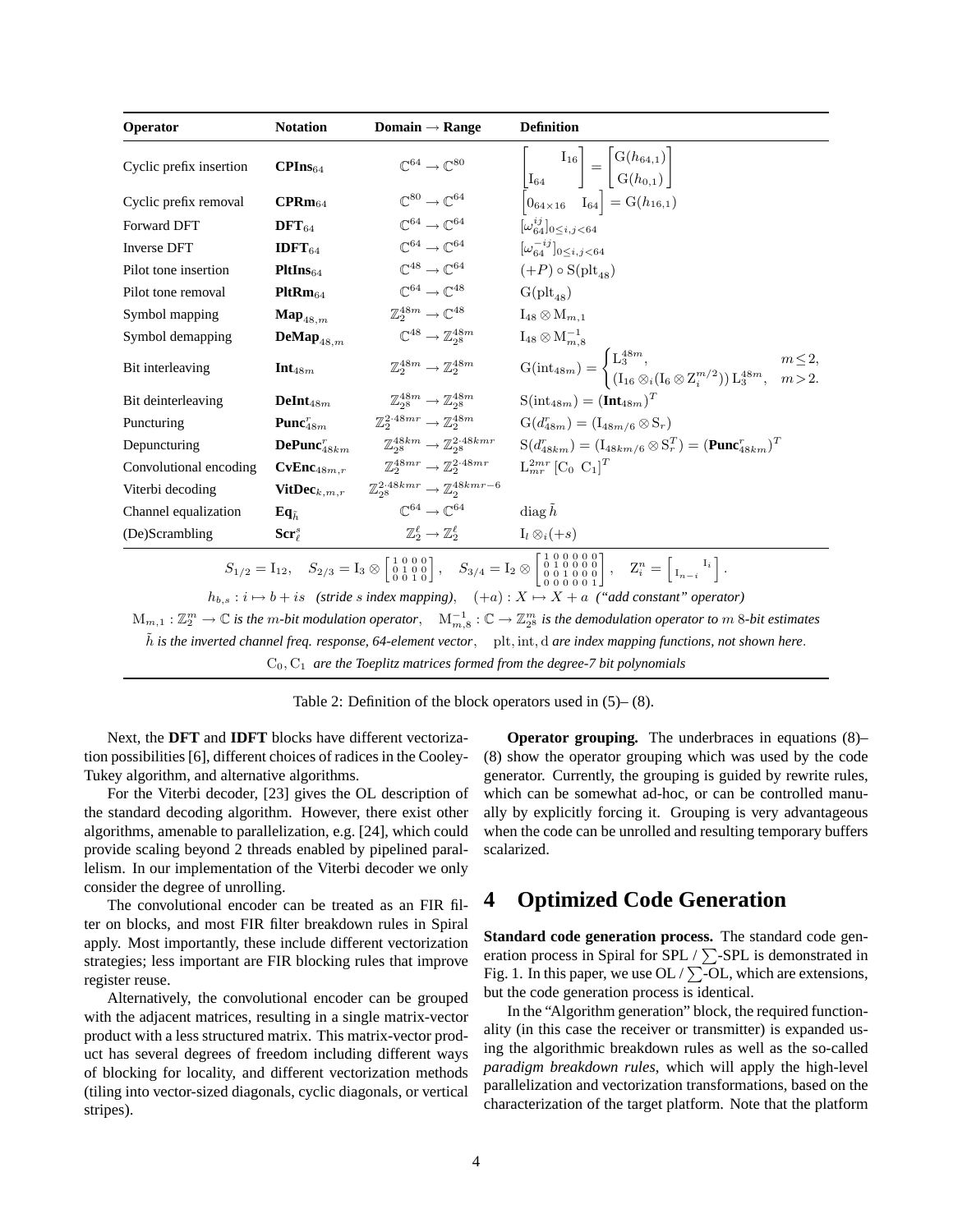| Operator | Notation | Domain → Range | Definition |
|---|---|---|---|
| Cyclic prefix insertion | $\mathbf{CPIns}_{64}$ | $\mathbb{C}^{64} \to \mathbb{C}^{80}$ | $\begin{bmatrix} & \mathrm{I}_{16} \\ \mathrm{I}_{64} & \end{bmatrix} = \begin{bmatrix} \mathrm{G}(h_{64,1}) \\ \mathrm{G}(h_{0,1}) \end{bmatrix}$ |
| Cyclic prefix removal | $\mathbf{CPRm}_{64}$ | $\mathbb{C}^{80} \to \mathbb{C}^{64}$ | $\begin{bmatrix} 0_{64\times 16} & \mathrm{I}_{64} \end{bmatrix} = \mathrm{G}(h_{16,1})$ |
| Forward DFT | $\mathbf{DFT}_{64}$ | $\mathbb{C}^{64} \to \mathbb{C}^{64}$ | $[\omega_{64}^{ij}]_{0\le i,j<64}$ |
| Inverse DFT | $\mathbf{IDFT}_{64}$ | $\mathbb{C}^{64} \to \mathbb{C}^{64}$ | $[\omega_{64}^{-ij}]_{0\le i,j<64}$ |
| Pilot tone insertion | $\mathbf{PltIns}_{64}$ | $\mathbb{C}^{48} \to \mathbb{C}^{64}$ | $(+P) \circ \mathrm{S}(\mathrm{plt}_{48})$ |
| Pilot tone removal | $\mathbf{PltRm}_{64}$ | $\mathbb{C}^{64} \to \mathbb{C}^{48}$ | $\mathrm{G}(\mathrm{plt}_{48})$ |
| Symbol mapping | $\mathbf{Map}_{48,m}$ | $\mathbb{Z}_2^{48m} \to \mathbb{C}^{48}$ | $\mathrm{I}_{48} \otimes \mathrm{M}_{m,1}$ |
| Symbol demapping | $\mathbf{DeMap}_{48,m}$ | $\mathbb{C}^{48} \to \mathbb{Z}_{2^8}^{48m}$ | $\mathrm{I}_{48} \otimes \mathrm{M}_{m,8}^{-1}$ |
| Bit interleaving | $\mathbf{Int}_{48m}$ | $\mathbb{Z}_2^{48m} \to \mathbb{Z}_2^{48m}$ | $\mathrm{G}(\mathrm{int}_{48m}) = \begin{cases} \mathrm{L}_3^{48m}, & m \le 2, \\ (\mathrm{I}_{16} \otimes_i (\mathrm{I}_6 \otimes \mathrm{Z}_i^{m/2}))\, \mathrm{L}_3^{48m}, & m > 2. \end{cases}$ |
| Bit deinterleaving | $\mathbf{DeInt}_{48m}$ | $\mathbb{Z}_{2^8}^{48m} \to \mathbb{Z}_{2^8}^{48m}$ | $\mathrm{S}(\mathrm{int}_{48m}) = (\mathbf{Int}_{48m})^T$ |
| Puncturing | $\mathbf{Punc}_{48m}^r$ | $\mathbb{Z}_2^{2\cdot 48mr} \to \mathbb{Z}_2^{48m}$ | $\mathrm{G}(d_{48m}^r) = (\mathrm{I}_{48m/6} \otimes \mathrm{S}_r)$ |
| Depuncturing | $\mathbf{DePunc}_{48km}^r$ | $\mathbb{Z}_{2^8}^{48km} \to \mathbb{Z}_{2^8}^{2\cdot 48kmr}$ | $\mathrm{S}(d_{48km}^r) = (\mathrm{I}_{48km/6} \otimes \mathrm{S}_r^T) = (\mathbf{Punc}_{48km}^r)^T$ |
| Convolutional encoding | $\mathbf{CvEnc}_{48m,r}$ | $\mathbb{Z}_2^{48mr} \to \mathbb{Z}_2^{2\cdot 48mr}$ | $\mathrm{L}_{mr}^{2mr}\, [\mathrm{C}_0 \;\; \mathrm{C}_1]^T$ |
| Viterbi decoding | $\mathbf{VitDec}_{k,m,r}$ | $\mathbb{Z}_{2^8}^{2\cdot 48kmr} \to \mathbb{Z}_2^{48kmr-6}$ | |
| Channel equalization | $\mathbf{Eq}_{\tilde{h}}$ | $\mathbb{C}^{64} \to \mathbb{C}^{64}$ | $\mathrm{diag}\, \tilde{h}$ |
| (De)Scrambling | $\mathbf{Scr}_\ell^s$ | $\mathbb{Z}_2^\ell \to \mathbb{Z}_2^\ell$ | $\mathrm{I}_l \otimes_i (+s)$ |

$$S_{1/2} = \mathrm{I}_{12}, \quad S_{2/3} = \mathrm{I}_3 \otimes \begin{bmatrix} 1&0&0&0 \\ 0&1&0&0 \\ 0&0&1&0 \end{bmatrix}, \quad S_{3/4} = \mathrm{I}_2 \otimes \begin{bmatrix} 1&0&0&0&0&0 \\ 0&1&0&0&0&0 \\ 0&0&1&0&0&0 \\ 0&0&0&0&0&1 \end{bmatrix}, \quad \mathrm{Z}_i^n = \begin{bmatrix} & \mathrm{I}_i \\ \mathrm{I}_{n-i} & \end{bmatrix}.$$

$h_{b,s} : i \mapsto b + is$ *(stride $s$ index mapping)*, $(+a) : X \mapsto X + a$ *("add constant" operator)*

$\mathrm{M}_{m,1} : \mathbb{Z}_2^m \to \mathbb{C}$ *is the $m$-bit modulation operator*, $\mathrm{M}_{m,8}^{-1} : \mathbb{C} \to \mathbb{Z}_{2^8}^m$ *is the demodulation operator to $m$ 8-bit estimates*

$\tilde{h}$ *is the inverted channel freq. response, 64-element vector*, $\mathrm{plt}, \mathrm{int}, \mathrm{d}$ *are index mapping functions, not shown here*.

$\mathrm{C}_0, \mathrm{C}_1$ *are the Toeplitz matrices formed from the degree-7 bit polynomials*

Table 2: Definition of the block operators used in (5)– (8).

Next, the **DFT** and **IDFT** blocks have different vectorization possibilities [6], different choices of radices in the Cooley-Tukey algorithm, and alternative algorithms.

For the Viterbi decoder, [23] gives the OL description of the standard decoding algorithm. However, there exist other algorithms, amenable to parallelization, e.g. [24], which could provide scaling beyond 2 threads enabled by pipelined parallelism. In our implementation of the Viterbi decoder we only consider the degree of unrolling.

The convolutional encoder can be treated as an FIR filter on blocks, and most FIR filter breakdown rules in Spiral apply. Most importantly, these include different vectorization strategies; less important are FIR blocking rules that improve register reuse.

Alternatively, the convolutional encoder can be grouped with the adjacent matrices, resulting in a single matrix-vector product with a less structured matrix. This matrix-vector product has several degrees of freedom including different ways of blocking for locality, and different vectorization methods (tiling into vector-sized diagonals, cyclic diagonals, or vertical stripes).

**Operator grouping.** The underbraces in equations (8)–(8) show the operator grouping which was used by the code generator. Currently, the grouping is guided by rewrite rules, which can be somewhat ad-hoc, or can be controlled manually by explicitly forcing it. Grouping is very advantageous when the code can be unrolled and resulting temporary buffers scalarized.

# 4 Optimized Code Generation

**Standard code generation process.** The standard code generation process in Spiral for SPL / $\sum$-SPL is demonstrated in Fig. 1. In this paper, we use OL / $\sum$-OL, which are extensions, but the code generation process is identical.

In the "Algorithm generation" block, the required functionality (in this case the receiver or transmitter) is expanded using the algorithmic breakdown rules as well as the so-called *paradigm breakdown rules*, which will apply the high-level parallelization and vectorization transformations, based on the characterization of the target platform. Note that the platform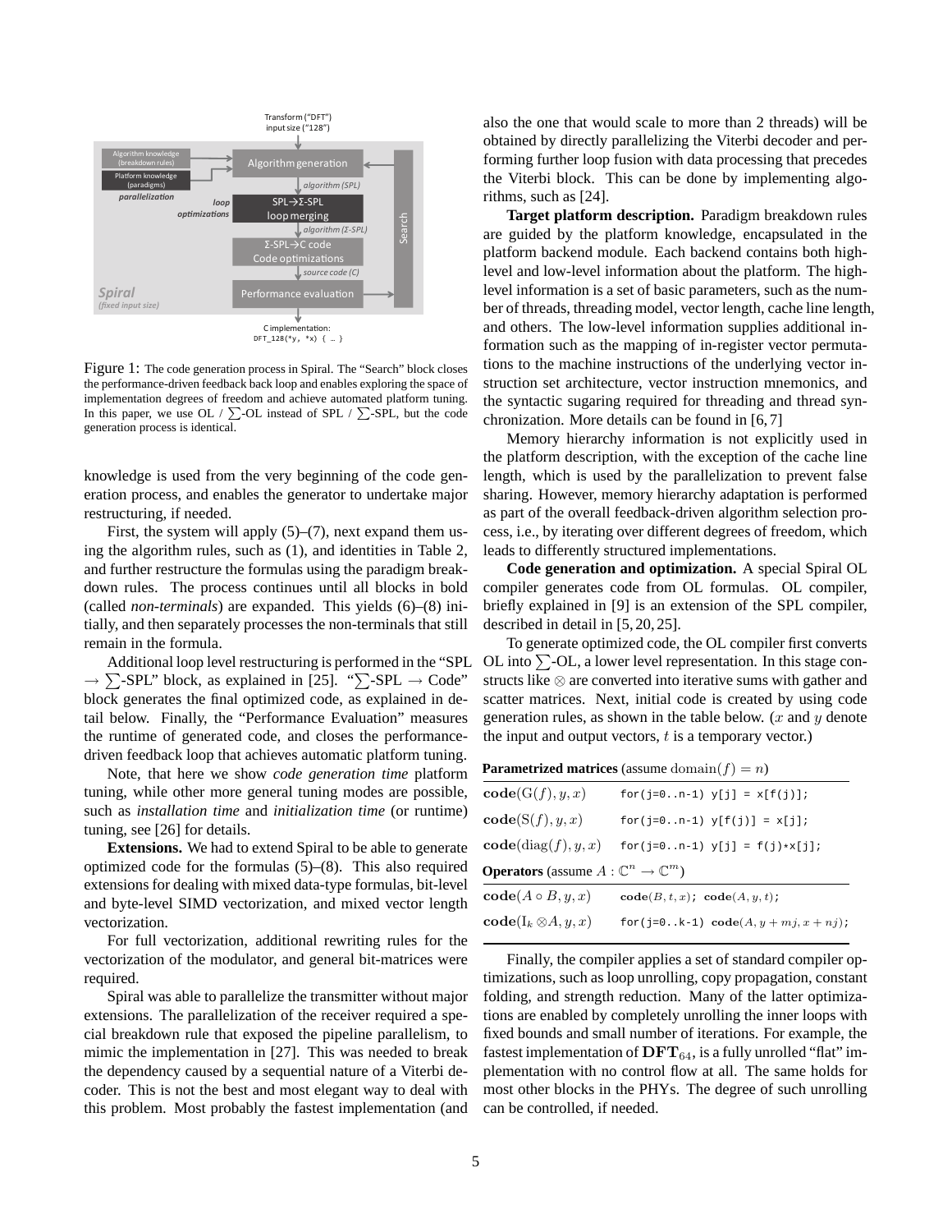Figure 1: The code generation process in Spiral. The "Search" block closes the performance-driven feedback back loop and enables exploring the space of implementation degrees of freedom and achieve automated platform tuning. In this paper, we use OL / $\sum$-OL instead of SPL / $\sum$-SPL, but the code generation process is identical.

knowledge is used from the very beginning of the code generation process, and enables the generator to undertake major restructuring, if needed.

First, the system will apply (5)–(7), next expand them using the algorithm rules, such as (1), and identities in Table 2, and further restructure the formulas using the paradigm breakdown rules. The process continues until all blocks in bold (called *non-terminals*) are expanded. This yields (6)–(8) initially, and then separately processes the non-terminals that still remain in the formula.

Additional loop level restructuring is performed in the "SPL $\rightarrow \sum$-SPL" block, as explained in [25]. "$\sum$-SPL $\rightarrow$ Code" block generates the final optimized code, as explained in detail below. Finally, the "Performance Evaluation" measures the runtime of generated code, and closes the performance-driven feedback loop that achieves automatic platform tuning.

Note, that here we show *code generation time* platform tuning, while other more general tuning modes are possible, such as *installation time* and *initialization time* (or runtime) tuning, see [26] for details.

**Extensions.** We had to extend Spiral to be able to generate optimized code for the formulas (5)–(8). This also required extensions for dealing with mixed data-type formulas, bit-level and byte-level SIMD vectorization, and mixed vector length vectorization.

For full vectorization, additional rewriting rules for the vectorization of the modulator, and general bit-matrices were required.

Spiral was able to parallelize the transmitter without major extensions. The parallelization of the receiver required a special breakdown rule that exposed the pipeline parallelism, to mimic the implementation in [27]. This was needed to break the dependency caused by a sequential nature of a Viterbi decoder. This is not the best and most elegant way to deal with this problem. Most probably the fastest implementation (and also the one that would scale to more than 2 threads) will be obtained by directly parallelizing the Viterbi decoder and performing further loop fusion with data processing that precedes the Viterbi block. This can be done by implementing algorithms, such as [24].

**Target platform description.** Paradigm breakdown rules are guided by the platform knowledge, encapsulated in the platform backend module. Each backend contains both high-level and low-level information about the platform. The high-level information is a set of basic parameters, such as the number of threads, threading model, vector length, cache line length, and others. The low-level information supplies additional information such as the mapping of in-register vector permutations to the machine instructions of the underlying vector instruction set architecture, vector instruction mnemonics, and the syntactic sugaring required for threading and thread synchronization. More details can be found in [6, 7]

Memory hierarchy information is not explicitly used in the platform description, with the exception of the cache line length, which is used by the parallelization to prevent false sharing. However, memory hierarchy adaptation is performed as part of the overall feedback-driven algorithm selection process, i.e., by iterating over different degrees of freedom, which leads to differently structured implementations.

**Code generation and optimization.** A special Spiral OL compiler generates code from OL formulas. OL compiler, briefly explained in [9] is an extension of the SPL compiler, described in detail in [5, 20, 25].

To generate optimized code, the OL compiler first converts OL into $\sum$-OL, a lower level representation. In this stage constructs like $\otimes$ are converted into iterative sums with gather and scatter matrices. Next, initial code is created by using code generation rules, as shown in the table below. ($x$ and $y$ denote the input and output vectors, $t$ is a temporary vector.)

| **Parametrized matrices** (assume $\mathrm{domain}(f) = n$) | |
|---|---|
| $\mathbf{code}(\mathrm{G}(f), y, x)$ | `for(j=0..n-1) y[j] = x[f(j)];` |
| $\mathbf{code}(\mathrm{S}(f), y, x)$ | `for(j=0..n-1) y[f(j)] = x[j];` |
| $\mathbf{code}(\mathrm{diag}(f), y, x)$ | `for(j=0..n-1) y[j] = f(j)*x[j];` |
| **Operators** (assume $A : \mathbb{C}^n \rightarrow \mathbb{C}^m$) | |
| $\mathbf{code}(A \circ B, y, x)$ | $\mathbf{code}(B, t, x)$; $\mathbf{code}(A, y, t)$; |
| $\mathbf{code}(\mathrm{I}_k \otimes A, y, x)$ | `for(j=0..k-1)` $\mathbf{code}(A, y + mj, x + nj)$; |

Finally, the compiler applies a set of standard compiler optimizations, such as loop unrolling, copy propagation, constant folding, and strength reduction. Many of the latter optimizations are enabled by completely unrolling the inner loops with fixed bounds and small number of iterations. For example, the fastest implementation of $\mathbf{DFT}_{64}$, is a fully unrolled "flat" implementation with no control flow at all. The same holds for most other blocks in the PHYs. The degree of such unrolling can be controlled, if needed.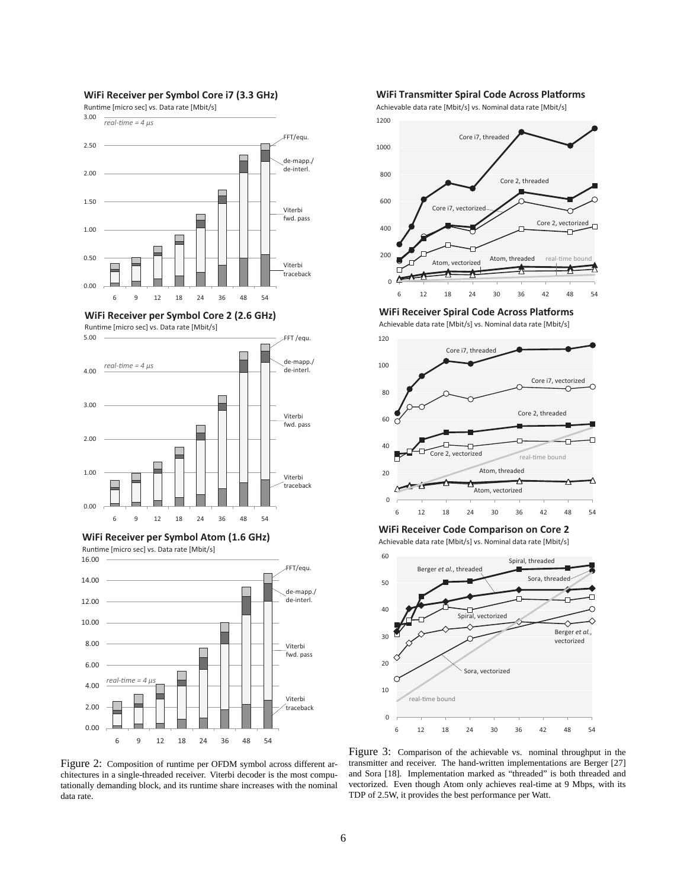Figure 2: Composition of runtime per OFDM symbol across different architectures in a single-threaded receiver. Viterbi decoder is the most computationally demanding block, and its runtime share increases with the nominal data rate.

Figure 3: Comparison of the achievable vs. nominal throughput in the transmitter and receiver. The hand-written implementations are Berger [27] and Sora [18]. Implementation marked as "threaded" is both threaded and vectorized. Even though Atom only achieves real-time at 9 Mbps, with its TDP of 2.5W, it provides the best performance per Watt.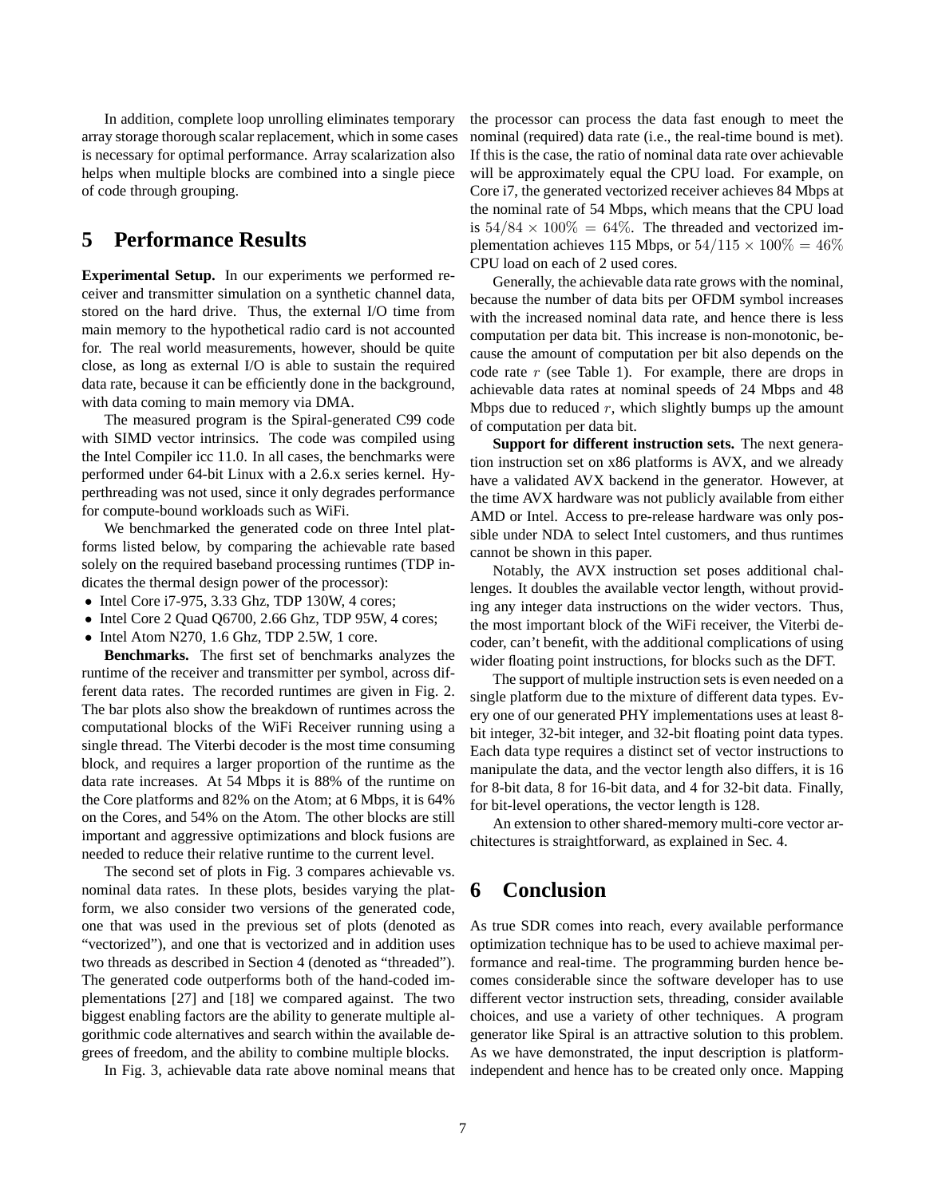In addition, complete loop unrolling eliminates temporary array storage thorough scalar replacement, which in some cases is necessary for optimal performance. Array scalarization also helps when multiple blocks are combined into a single piece of code through grouping.

## 5 Performance Results

**Experimental Setup.** In our experiments we performed receiver and transmitter simulation on a synthetic channel data, stored on the hard drive. Thus, the external I/O time from main memory to the hypothetical radio card is not accounted for. The real world measurements, however, should be quite close, as long as external I/O is able to sustain the required data rate, because it can be efficiently done in the background, with data coming to main memory via DMA.

The measured program is the Spiral-generated C99 code with SIMD vector intrinsics. The code was compiled using the Intel Compiler icc 11.0. In all cases, the benchmarks were performed under 64-bit Linux with a 2.6.x series kernel. Hyperthreading was not used, since it only degrades performance for compute-bound workloads such as WiFi.

We benchmarked the generated code on three Intel platforms listed below, by comparing the achievable rate based solely on the required baseband processing runtimes (TDP indicates the thermal design power of the processor):

- Intel Core i7-975, 3.33 Ghz, TDP 130W, 4 cores;
- Intel Core 2 Quad Q6700, 2.66 Ghz, TDP 95W, 4 cores;
- Intel Atom N270, 1.6 Ghz, TDP 2.5W, 1 core.

**Benchmarks.** The first set of benchmarks analyzes the runtime of the receiver and transmitter per symbol, across different data rates. The recorded runtimes are given in Fig. 2. The bar plots also show the breakdown of runtimes across the computational blocks of the WiFi Receiver running using a single thread. The Viterbi decoder is the most time consuming block, and requires a larger proportion of the runtime as the data rate increases. At 54 Mbps it is 88% of the runtime on the Core platforms and 82% on the Atom; at 6 Mbps, it is 64% on the Cores, and 54% on the Atom. The other blocks are still important and aggressive optimizations and block fusions are needed to reduce their relative runtime to the current level.

The second set of plots in Fig. 3 compares achievable vs. nominal data rates. In these plots, besides varying the platform, we also consider two versions of the generated code, one that was used in the previous set of plots (denoted as "vectorized"), and one that is vectorized and in addition uses two threads as described in Section 4 (denoted as "threaded"). The generated code outperforms both of the hand-coded implementations [27] and [18] we compared against. The two biggest enabling factors are the ability to generate multiple algorithmic code alternatives and search within the available degrees of freedom, and the ability to combine multiple blocks.

In Fig. 3, achievable data rate above nominal means that the processor can process the data fast enough to meet the nominal (required) data rate (i.e., the real-time bound is met). If this is the case, the ratio of nominal data rate over achievable will be approximately equal the CPU load. For example, on Core i7, the generated vectorized receiver achieves 84 Mbps at the nominal rate of 54 Mbps, which means that the CPU load is $54/84 \times 100\% = 64\%$. The threaded and vectorized implementation achieves 115 Mbps, or $54/115 \times 100\% = 46\%$ CPU load on each of 2 used cores.

Generally, the achievable data rate grows with the nominal, because the number of data bits per OFDM symbol increases with the increased nominal data rate, and hence there is less computation per data bit. This increase is non-monotonic, because the amount of computation per bit also depends on the code rate $r$ (see Table 1). For example, there are drops in achievable data rates at nominal speeds of 24 Mbps and 48 Mbps due to reduced $r$, which slightly bumps up the amount of computation per data bit.

**Support for different instruction sets.** The next generation instruction set on x86 platforms is AVX, and we already have a validated AVX backend in the generator. However, at the time AVX hardware was not publicly available from either AMD or Intel. Access to pre-release hardware was only possible under NDA to select Intel customers, and thus runtimes cannot be shown in this paper.

Notably, the AVX instruction set poses additional challenges. It doubles the available vector length, without providing any integer data instructions on the wider vectors. Thus, the most important block of the WiFi receiver, the Viterbi decoder, can't benefit, with the additional complications of using wider floating point instructions, for blocks such as the DFT.

The support of multiple instruction sets is even needed on a single platform due to the mixture of different data types. Every one of our generated PHY implementations uses at least 8-bit integer, 32-bit integer, and 32-bit floating point data types. Each data type requires a distinct set of vector instructions to manipulate the data, and the vector length also differs, it is 16 for 8-bit data, 8 for 16-bit data, and 4 for 32-bit data. Finally, for bit-level operations, the vector length is 128.

An extension to other shared-memory multi-core vector architectures is straightforward, as explained in Sec. 4.

## 6 Conclusion

As true SDR comes into reach, every available performance optimization technique has to be used to achieve maximal performance and real-time. The programming burden hence becomes considerable since the software developer has to use different vector instruction sets, threading, consider available choices, and use a variety of other techniques. A program generator like Spiral is an attractive solution to this problem. As we have demonstrated, the input description is platform-independent and hence has to be created only once. Mapping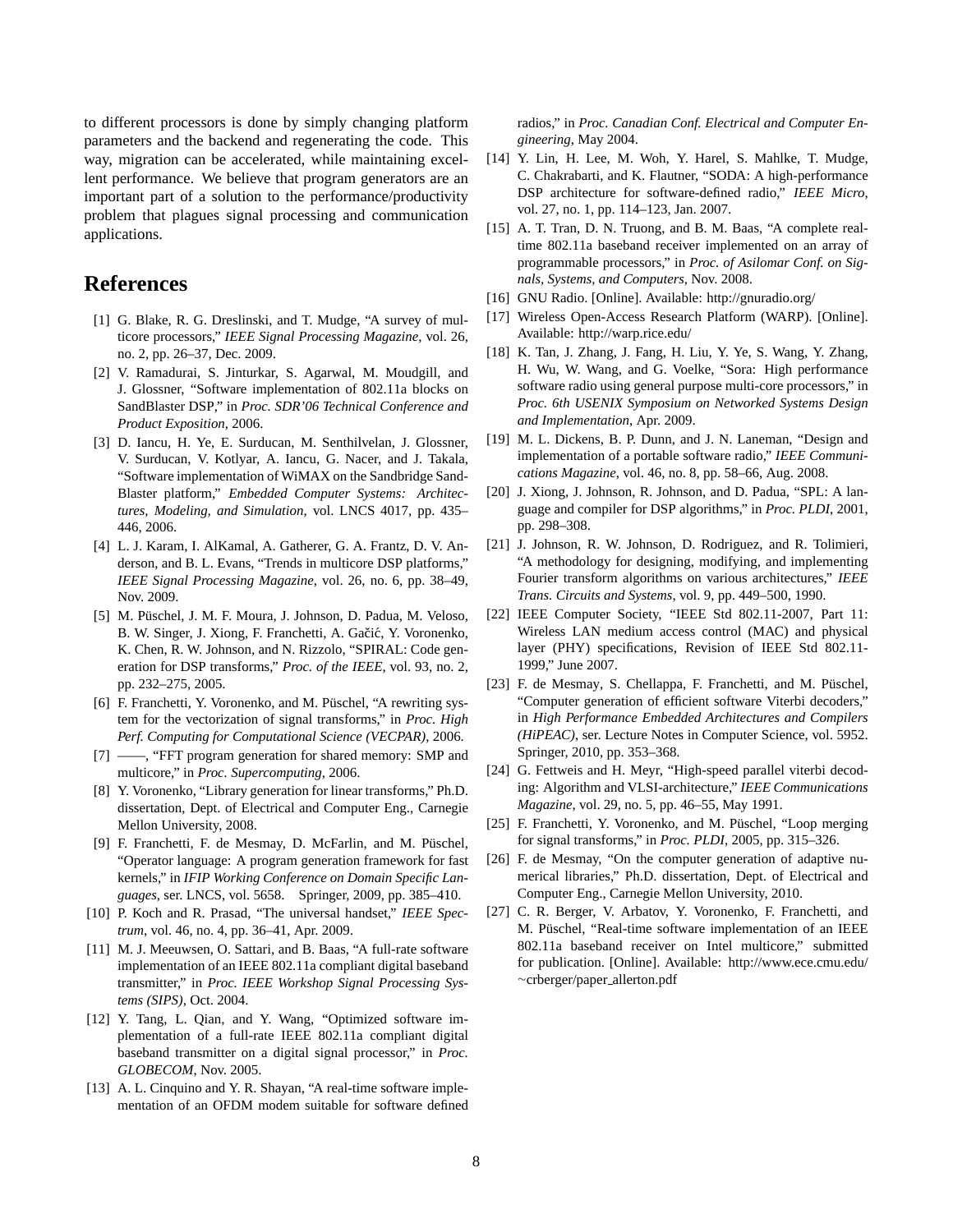to different processors is done by simply changing platform parameters and the backend and regenerating the code. This way, migration can be accelerated, while maintaining excellent performance. We believe that program generators are an important part of a solution to the performance/productivity problem that plagues signal processing and communication applications.

# References

[1] G. Blake, R. G. Dreslinski, and T. Mudge, "A survey of multicore processors," *IEEE Signal Processing Magazine*, vol. 26, no. 2, pp. 26–37, Dec. 2009.

[2] V. Ramadurai, S. Jinturkar, S. Agarwal, M. Moudgill, and J. Glossner, "Software implementation of 802.11a blocks on SandBlaster DSP," in *Proc. SDR'06 Technical Conference and Product Exposition*, 2006.

[3] D. Iancu, H. Ye, E. Surducan, M. Senthilvelan, J. Glossner, V. Surducan, V. Kotlyar, A. Iancu, G. Nacer, and J. Takala, "Software implementation of WiMAX on the Sandbridge SandBlaster platform," *Embedded Computer Systems: Architectures, Modeling, and Simulation*, vol. LNCS 4017, pp. 435–446, 2006.

[4] L. J. Karam, I. AlKamal, A. Gatherer, G. A. Frantz, D. V. Anderson, and B. L. Evans, "Trends in multicore DSP platforms," *IEEE Signal Processing Magazine*, vol. 26, no. 6, pp. 38–49, Nov. 2009.

[5] M. Püschel, J. M. F. Moura, J. Johnson, D. Padua, M. Veloso, B. W. Singer, J. Xiong, F. Franchetti, A. Gačić, Y. Voronenko, K. Chen, R. W. Johnson, and N. Rizzolo, "SPIRAL: Code generation for DSP transforms," *Proc. of the IEEE*, vol. 93, no. 2, pp. 232–275, 2005.

[6] F. Franchetti, Y. Voronenko, and M. Püschel, "A rewriting system for the vectorization of signal transforms," in *Proc. High Perf. Computing for Computational Science (VECPAR)*, 2006.

[7] ——, "FFT program generation for shared memory: SMP and multicore," in *Proc. Supercomputing*, 2006.

[8] Y. Voronenko, "Library generation for linear transforms," Ph.D. dissertation, Dept. of Electrical and Computer Eng., Carnegie Mellon University, 2008.

[9] F. Franchetti, F. de Mesmay, D. McFarlin, and M. Püschel, "Operator language: A program generation framework for fast kernels," in *IFIP Working Conference on Domain Specific Languages*, ser. LNCS, vol. 5658. Springer, 2009, pp. 385–410.

[10] P. Koch and R. Prasad, "The universal handset," *IEEE Spectrum*, vol. 46, no. 4, pp. 36–41, Apr. 2009.

[11] M. J. Meeuwsen, O. Sattari, and B. Baas, "A full-rate software implementation of an IEEE 802.11a compliant digital baseband transmitter," in *Proc. IEEE Workshop Signal Processing Systems (SIPS)*, Oct. 2004.

[12] Y. Tang, L. Qian, and Y. Wang, "Optimized software implementation of a full-rate IEEE 802.11a compliant digital baseband transmitter on a digital signal processor," in *Proc. GLOBECOM*, Nov. 2005.

[13] A. L. Cinquino and Y. R. Shayan, "A real-time software implementation of an OFDM modem suitable for software defined radios," in *Proc. Canadian Conf. Electrical and Computer Engineering*, May 2004.

[14] Y. Lin, H. Lee, M. Woh, Y. Harel, S. Mahlke, T. Mudge, C. Chakrabarti, and K. Flautner, "SODA: A high-performance DSP architecture for software-defined radio," *IEEE Micro*, vol. 27, no. 1, pp. 114–123, Jan. 2007.

[15] A. T. Tran, D. N. Truong, and B. M. Baas, "A complete real-time 802.11a baseband receiver implemented on an array of programmable processors," in *Proc. of Asilomar Conf. on Signals, Systems, and Computers*, Nov. 2008.

[16] GNU Radio. [Online]. Available: http://gnuradio.org/

[17] Wireless Open-Access Research Platform (WARP). [Online]. Available: http://warp.rice.edu/

[18] K. Tan, J. Zhang, J. Fang, H. Liu, Y. Ye, S. Wang, Y. Zhang, H. Wu, W. Wang, and G. Voelke, "Sora: High performance software radio using general purpose multi-core processors," in *Proc. 6th USENIX Symposium on Networked Systems Design and Implementation*, Apr. 2009.

[19] M. L. Dickens, B. P. Dunn, and J. N. Laneman, "Design and implementation of a portable software radio," *IEEE Communications Magazine*, vol. 46, no. 8, pp. 58–66, Aug. 2008.

[20] J. Xiong, J. Johnson, R. Johnson, and D. Padua, "SPL: A language and compiler for DSP algorithms," in *Proc. PLDI*, 2001, pp. 298–308.

[21] J. Johnson, R. W. Johnson, D. Rodriguez, and R. Tolimieri, "A methodology for designing, modifying, and implementing Fourier transform algorithms on various architectures," *IEEE Trans. Circuits and Systems*, vol. 9, pp. 449–500, 1990.

[22] IEEE Computer Society, "IEEE Std 802.11-2007, Part 11: Wireless LAN medium access control (MAC) and physical layer (PHY) specifications, Revision of IEEE Std 802.11-1999," June 2007.

[23] F. de Mesmay, S. Chellappa, F. Franchetti, and M. Püschel, "Computer generation of efficient software Viterbi decoders," in *High Performance Embedded Architectures and Compilers (HiPEAC)*, ser. Lecture Notes in Computer Science, vol. 5952. Springer, 2010, pp. 353–368.

[24] G. Fettweis and H. Meyr, "High-speed parallel viterbi decoding: Algorithm and VLSI-architecture," *IEEE Communications Magazine*, vol. 29, no. 5, pp. 46–55, May 1991.

[25] F. Franchetti, Y. Voronenko, and M. Püschel, "Loop merging for signal transforms," in *Proc. PLDI*, 2005, pp. 315–326.

[26] F. de Mesmay, "On the computer generation of adaptive numerical libraries," Ph.D. dissertation, Dept. of Electrical and Computer Eng., Carnegie Mellon University, 2010.

[27] C. R. Berger, V. Arbatov, Y. Voronenko, F. Franchetti, and M. Püschel, "Real-time software implementation of an IEEE 802.11a baseband receiver on Intel multicore," submitted for publication. [Online]. Available: http://www.ece.cmu.edu/~crberger/paper_allerton.pdf